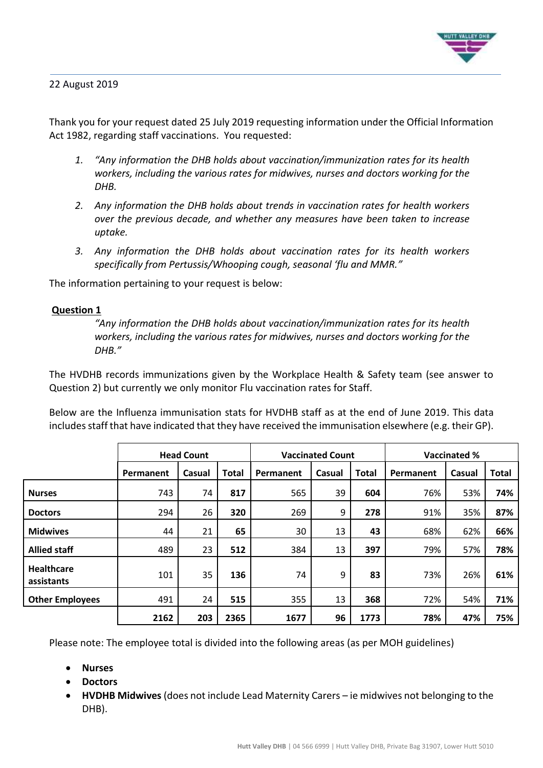22 August 2019

Thank you for your request dated 25 July 2019 requesting information under the Official Information Act 1982, regarding staff vaccinations. You requested:

1. *"Any information the DHB holds about vaccination/immunization rates for its health workers, including the various rates for midwives, nurses and doctors working for the DHB.*
2. *Any information the DHB holds about trends in vaccination rates for health workers over the previous decade, and whether any measures have been taken to increase uptake.*
3. *Any information the DHB holds about vaccination rates for its health workers specifically from Pertussis/Whooping cough, seasonal 'flu and MMR."*

The information pertaining to your request is below:

**Question 1**

*"Any information the DHB holds about vaccination/immunization rates for its health workers, including the various rates for midwives, nurses and doctors working for the DHB."*

The HVDHB records immunizations given by the Workplace Health & Safety team (see answer to Question 2) but currently we only monitor Flu vaccination rates for Staff.

Below are the Influenza immunisation stats for HVDHB staff as at the end of June 2019. This data includes staff that have indicated that they have received the immunisation elsewhere (e.g. their GP).

| | **Head Count** | | | **Vaccinated Count** | | | **Vaccinated %** | | |
|---|---|---|---|---|---|---|---|---|---|
| | **Permanent** | **Casual** | **Total** | **Permanent** | **Casual** | **Total** | **Permanent** | **Casual** | **Total** |
| **Nurses** | 743 | 74 | **817** | 565 | 39 | **604** | 76% | 53% | **74%** |
| **Doctors** | 294 | 26 | **320** | 269 | 9 | **278** | 91% | 35% | **87%** |
| **Midwives** | 44 | 21 | **65** | 30 | 13 | **43** | 68% | 62% | **66%** |
| **Allied staff** | 489 | 23 | **512** | 384 | 13 | **397** | 79% | 57% | **78%** |
| **Healthcare assistants** | 101 | 35 | **136** | 74 | 9 | **83** | 73% | 26% | **61%** |
| **Other Employees** | 491 | 24 | **515** | 355 | 13 | **368** | 72% | 54% | **71%** |
| | **2162** | **203** | **2365** | **1677** | **96** | **1773** | **78%** | **47%** | **75%** |

Please note: The employee total is divided into the following areas (as per MOH guidelines)

- **Nurses**
- **Doctors**
- **HVDHB Midwives** (does not include Lead Maternity Carers – ie midwives not belonging to the DHB).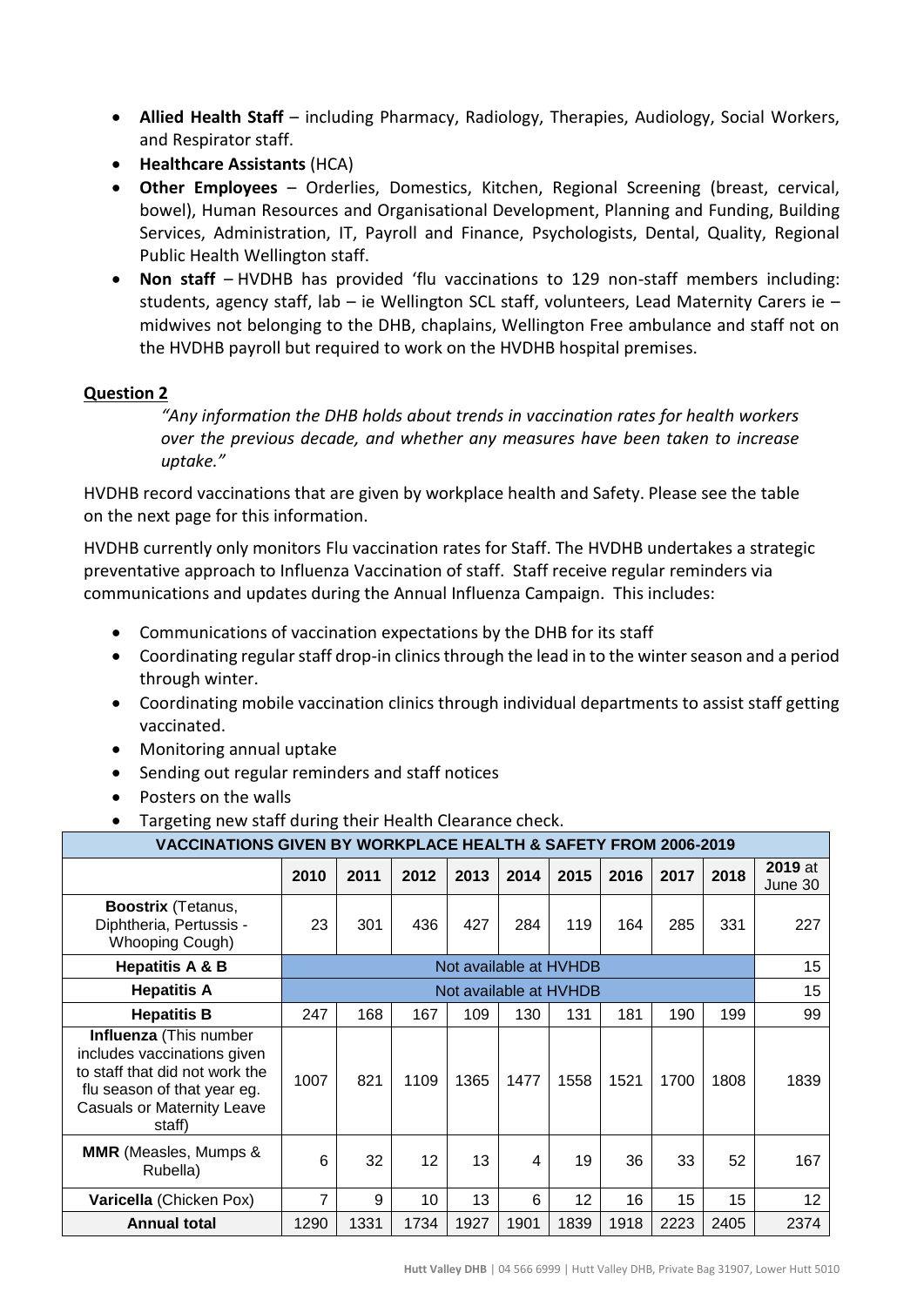- **Allied Health Staff** – including Pharmacy, Radiology, Therapies, Audiology, Social Workers, and Respirator staff.
- **Healthcare Assistants** (HCA)
- **Other Employees** – Orderlies, Domestics, Kitchen, Regional Screening (breast, cervical, bowel), Human Resources and Organisational Development, Planning and Funding, Building Services, Administration, IT, Payroll and Finance, Psychologists, Dental, Quality, Regional Public Health Wellington staff.
- **Non staff** – HVDHB has provided 'flu vaccinations to 129 non-staff members including: students, agency staff, lab – ie Wellington SCL staff, volunteers, Lead Maternity Carers ie – midwives not belonging to the DHB, chaplains, Wellington Free ambulance and staff not on the HVDHB payroll but required to work on the HVDHB hospital premises.

**Question 2**

> *"Any information the DHB holds about trends in vaccination rates for health workers over the previous decade, and whether any measures have been taken to increase uptake."*

HVDHB record vaccinations that are given by workplace health and Safety. Please see the table on the next page for this information.

HVDHB currently only monitors Flu vaccination rates for Staff. The HVDHB undertakes a strategic preventative approach to Influenza Vaccination of staff. Staff receive regular reminders via communications and updates during the Annual Influenza Campaign. This includes:

- Communications of vaccination expectations by the DHB for its staff
- Coordinating regular staff drop-in clinics through the lead in to the winter season and a period through winter.
- Coordinating mobile vaccination clinics through individual departments to assist staff getting vaccinated.
- Monitoring annual uptake
- Sending out regular reminders and staff notices
- Posters on the walls
- Targeting new staff during their Health Clearance check.

| VACCINATIONS GIVEN BY WORKPLACE HEALTH & SAFETY FROM 2006-2019 | | | | | | | | | | |
|---|---|---|---|---|---|---|---|---|---|---|
| | 2010 | 2011 | 2012 | 2013 | 2014 | 2015 | 2016 | 2017 | 2018 | **2019** at June 30 |
| **Boostrix** (Tetanus, Diphtheria, Pertussis - Whooping Cough) | 23 | 301 | 436 | 427 | 284 | 119 | 164 | 285 | 331 | 227 |
| **Hepatitis A & B** | Not available at HVHDB | | | | | | | | | 15 |
| **Hepatitis A** | Not available at HVHDB | | | | | | | | | 15 |
| **Hepatitis B** | 247 | 168 | 167 | 109 | 130 | 131 | 181 | 190 | 199 | 99 |
| **Influenza** (This number includes vaccinations given to staff that did not work the flu season of that year eg. Casuals or Maternity Leave staff) | 1007 | 821 | 1109 | 1365 | 1477 | 1558 | 1521 | 1700 | 1808 | 1839 |
| **MMR** (Measles, Mumps & Rubella) | 6 | 32 | 12 | 13 | 4 | 19 | 36 | 33 | 52 | 167 |
| **Varicella** (Chicken Pox) | 7 | 9 | 10 | 13 | 6 | 12 | 16 | 15 | 15 | 12 |
| **Annual total** | 1290 | 1331 | 1734 | 1927 | 1901 | 1839 | 1918 | 2223 | 2405 | 2374 |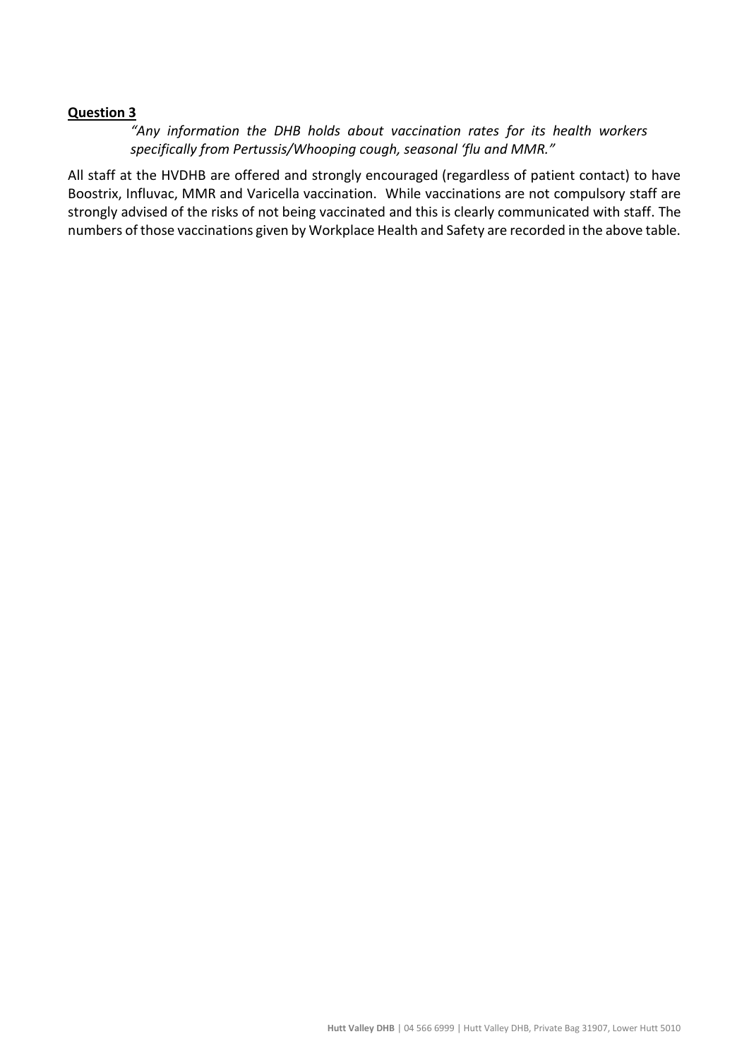**Question 3**

> *"Any information the DHB holds about vaccination rates for its health workers specifically from Pertussis/Whooping cough, seasonal 'flu and MMR."*

All staff at the HVDHB are offered and strongly encouraged (regardless of patient contact) to have Boostrix, Influvac, MMR and Varicella vaccination. While vaccinations are not compulsory staff are strongly advised of the risks of not being vaccinated and this is clearly communicated with staff. The numbers of those vaccinations given by Workplace Health and Safety are recorded in the above table.